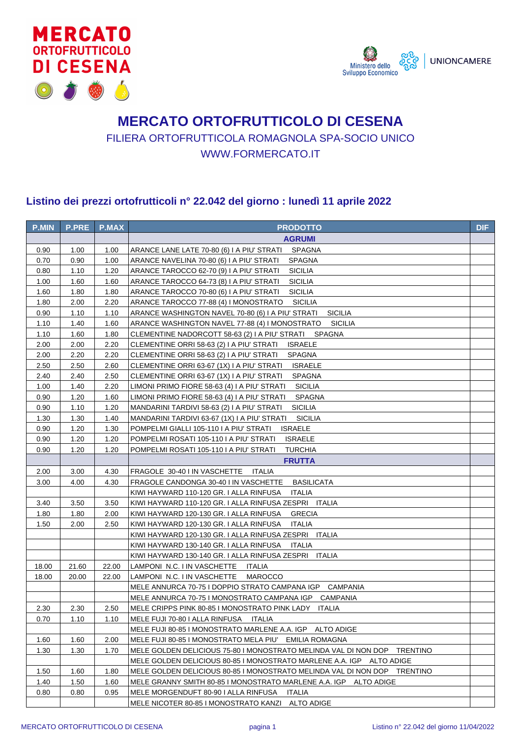# MERCATO ORTOFRUTTICOLO DI CESENA

FILIERA ORTOFRUTTICOLA ROMAGNOLA SPA-SOCIO UNICO

WWW.FORMERCATO.IT

## Listino dei prezzi ortofrutticoli n° 22.042 del giorno : lunedì 11 aprile 2022

| P.MIN | P.PRE | P.MAX | PRODOTTO | DIF |
|---|---|---|---|---|
| | | | **AGRUMI** | |
| 0.90 | 1.00 | 1.00 | ARANCE LANE LATE 70-80 (6) I A PIU' STRATI SPAGNA | |
| 0.70 | 0.90 | 1.00 | ARANCE NAVELINA 70-80 (6) I A PIU' STRATI SPAGNA | |
| 0.80 | 1.10 | 1.20 | ARANCE TAROCCO 62-70 (9) I A PIU' STRATI SICILIA | |
| 1.00 | 1.60 | 1.60 | ARANCE TAROCCO 64-73 (8) I A PIU' STRATI SICILIA | |
| 1.60 | 1.80 | 1.80 | ARANCE TAROCCO 70-80 (6) I A PIU' STRATI SICILIA | |
| 1.80 | 2.00 | 2.20 | ARANCE TAROCCO 77-88 (4) I MONOSTRATO SICILIA | |
| 0.90 | 1.10 | 1.10 | ARANCE WASHINGTON NAVEL 70-80 (6) I A PIU' STRATI SICILIA | |
| 1.10 | 1.40 | 1.60 | ARANCE WASHINGTON NAVEL 77-88 (4) I MONOSTRATO SICILIA | |
| 1.10 | 1.60 | 1.80 | CLEMENTINE NADORCOTT 58-63 (2) I A PIU' STRATI SPAGNA | |
| 2.00 | 2.00 | 2.20 | CLEMENTINE ORRI 58-63 (2) I A PIU' STRATI ISRAELE | |
| 2.00 | 2.20 | 2.20 | CLEMENTINE ORRI 58-63 (2) I A PIU' STRATI SPAGNA | |
| 2.50 | 2.50 | 2.60 | CLEMENTINE ORRI 63-67 (1X) I A PIU' STRATI ISRAELE | |
| 2.40 | 2.40 | 2.50 | CLEMENTINE ORRI 63-67 (1X) I A PIU' STRATI SPAGNA | |
| 1.00 | 1.40 | 2.20 | LIMONI PRIMO FIORE 58-63 (4) I A PIU' STRATI SICILIA | |
| 0.90 | 1.20 | 1.60 | LIMONI PRIMO FIORE 58-63 (4) I A PIU' STRATI SPAGNA | |
| 0.90 | 1.10 | 1.20 | MANDARINI TARDIVI 58-63 (2) I A PIU' STRATI SICILIA | |
| 1.30 | 1.30 | 1.40 | MANDARINI TARDIVI 63-67 (1X) I A PIU' STRATI SICILIA | |
| 0.90 | 1.20 | 1.30 | POMPELMI GIALLI 105-110 I A PIU' STRATI ISRAELE | |
| 0.90 | 1.20 | 1.20 | POMPELMI ROSATI 105-110 I A PIU' STRATI ISRAELE | |
| 0.90 | 1.20 | 1.20 | POMPELMI ROSATI 105-110 I A PIU' STRATI TURCHIA | |
| | | | **FRUTTA** | |
| 2.00 | 3.00 | 4.30 | FRAGOLE 30-40 I IN VASCHETTE ITALIA | |
| 3.00 | 4.00 | 4.30 | FRAGOLE CANDONGA 30-40 I IN VASCHETTE BASILICATA | |
| | | | KIWI HAYWARD 110-120 GR. I ALLA RINFUSA ITALIA | |
| 3.40 | 3.50 | 3.50 | KIWI HAYWARD 110-120 GR. I ALLA RINFUSA ZESPRI ITALIA | |
| 1.80 | 1.80 | 2.00 | KIWI HAYWARD 120-130 GR. I ALLA RINFUSA GRECIA | |
| 1.50 | 2.00 | 2.50 | KIWI HAYWARD 120-130 GR. I ALLA RINFUSA ITALIA | |
| | | | KIWI HAYWARD 120-130 GR. I ALLA RINFUSA ZESPRI ITALIA | |
| | | | KIWI HAYWARD 130-140 GR. I ALLA RINFUSA ITALIA | |
| | | | KIWI HAYWARD 130-140 GR. I ALLA RINFUSA ZESPRI ITALIA | |
| 18.00 | 21.60 | 22.00 | LAMPONI N.C. I IN VASCHETTE ITALIA | |
| 18.00 | 20.00 | 22.00 | LAMPONI N.C. I IN VASCHETTE MAROCCO | |
| | | | MELE ANNURCA 70-75 I DOPPIO STRATO CAMPANA IGP CAMPANIA | |
| | | | MELE ANNURCA 70-75 I MONOSTRATO CAMPANA IGP CAMPANIA | |
| 2.30 | 2.30 | 2.50 | MELE CRIPPS PINK 80-85 I MONOSTRATO PINK LADY ITALIA | |
| 0.70 | 1.10 | 1.10 | MELE FUJI 70-80 I ALLA RINFUSA ITALIA | |
| | | | MELE FUJI 80-85 I MONOSTRATO MARLENE A.A. IGP ALTO ADIGE | |
| 1.60 | 1.60 | 2.00 | MELE FUJI 80-85 I MONOSTRATO MELA PIU' EMILIA ROMAGNA | |
| 1.30 | 1.30 | 1.70 | MELE GOLDEN DELICIOUS 75-80 I MONOSTRATO MELINDA VAL DI NON DOP TRENTINO | |
| | | | MELE GOLDEN DELICIOUS 80-85 I MONOSTRATO MARLENE A.A. IGP ALTO ADIGE | |
| 1.50 | 1.60 | 1.80 | MELE GOLDEN DELICIOUS 80-85 I MONOSTRATO MELINDA VAL DI NON DOP TRENTINO | |
| 1.40 | 1.50 | 1.60 | MELE GRANNY SMITH 80-85 I MONOSTRATO MARLENE A.A. IGP ALTO ADIGE | |
| 0.80 | 0.80 | 0.95 | MELE MORGENDUFT 80-90 I ALLA RINFUSA ITALIA | |
| | | | MELE NICOTER 80-85 I MONOSTRATO KANZI ALTO ADIGE | |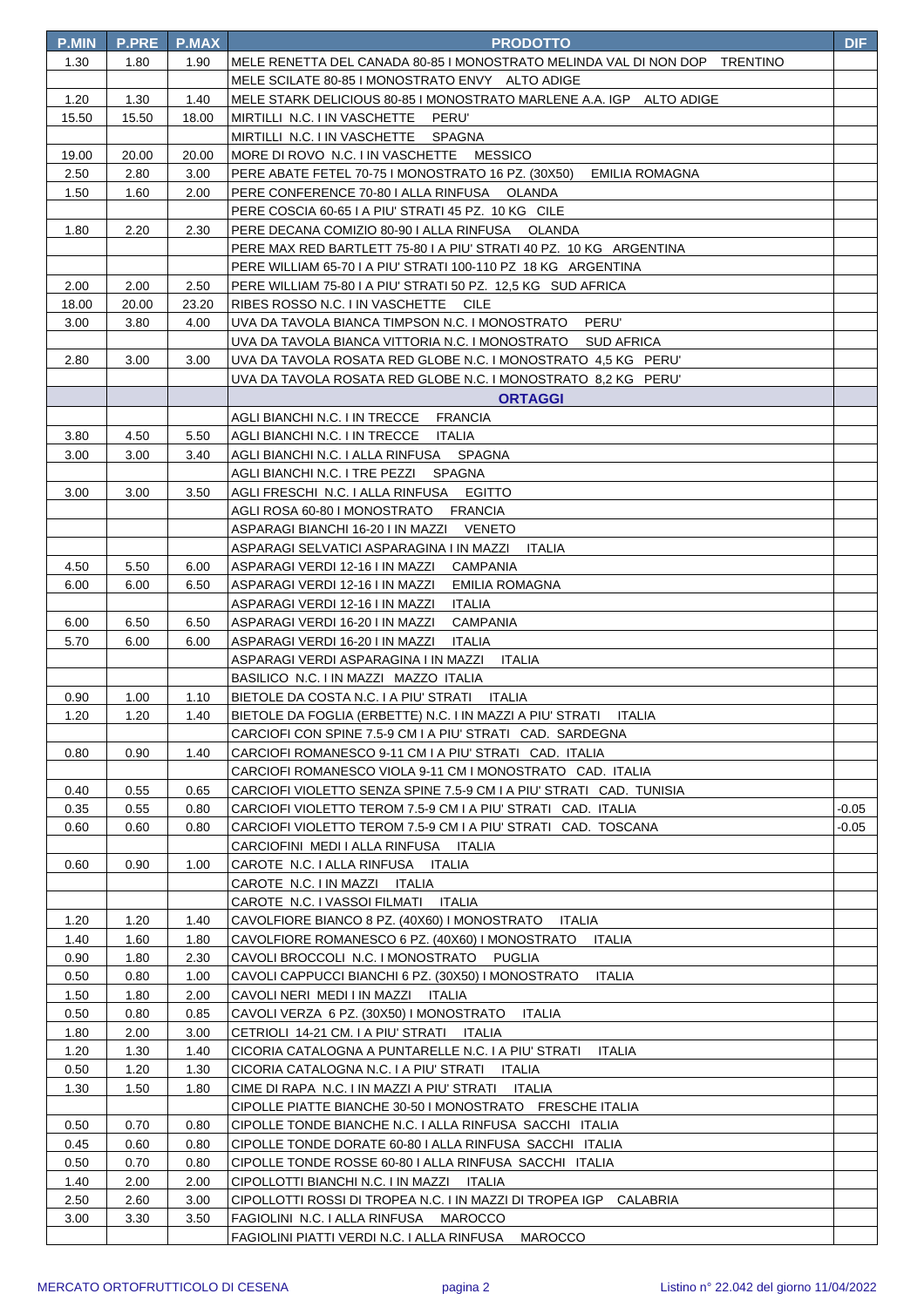| P.MIN | P.PRE | P.MAX | PRODOTTO | DIF |
|---|---|---|---|---|
| 1.30 | 1.80 | 1.90 | MELE RENETTA DEL CANADA 80-85 I MONOSTRATO MELINDA VAL DI NON DOP TRENTINO | |
| | | | MELE SCILATE 80-85 I MONOSTRATO ENVY ALTO ADIGE | |
| 1.20 | 1.30 | 1.40 | MELE STARK DELICIOUS 80-85 I MONOSTRATO MARLENE A.A. IGP ALTO ADIGE | |
| 15.50 | 15.50 | 18.00 | MIRTILLI N.C. I IN VASCHETTE PERU' | |
| | | | MIRTILLI N.C. I IN VASCHETTE SPAGNA | |
| 19.00 | 20.00 | 20.00 | MORE DI ROVO N.C. I IN VASCHETTE MESSICO | |
| 2.50 | 2.80 | 3.00 | PERE ABATE FETEL 70-75 I MONOSTRATO 16 PZ. (30X50) EMILIA ROMAGNA | |
| 1.50 | 1.60 | 2.00 | PERE CONFERENCE 70-80 I ALLA RINFUSA OLANDA | |
| | | | PERE COSCIA 60-65 I A PIU' STRATI 45 PZ. 10 KG CILE | |
| 1.80 | 2.20 | 2.30 | PERE DECANA COMIZIO 80-90 I ALLA RINFUSA OLANDA | |
| | | | PERE MAX RED BARTLETT 75-80 I A PIU' STRATI 40 PZ. 10 KG ARGENTINA | |
| | | | PERE WILLIAM 65-70 I A PIU' STRATI 100-110 PZ 18 KG ARGENTINA | |
| 2.00 | 2.00 | 2.50 | PERE WILLIAM 75-80 I A PIU' STRATI 50 PZ. 12,5 KG SUD AFRICA | |
| 18.00 | 20.00 | 23.20 | RIBES ROSSO N.C. I IN VASCHETTE CILE | |
| 3.00 | 3.80 | 4.00 | UVA DA TAVOLA BIANCA TIMPSON N.C. I MONOSTRATO PERU' | |
| | | | UVA DA TAVOLA BIANCA VITTORIA N.C. I MONOSTRATO SUD AFRICA | |
| 2.80 | 3.00 | 3.00 | UVA DA TAVOLA ROSATA RED GLOBE N.C. I MONOSTRATO 4,5 KG PERU' | |
| | | | UVA DA TAVOLA ROSATA RED GLOBE N.C. I MONOSTRATO 8,2 KG PERU' | |
| | | | **ORTAGGI** | |
| | | | AGLI BIANCHI N.C. I IN TRECCE FRANCIA | |
| 3.80 | 4.50 | 5.50 | AGLI BIANCHI N.C. I IN TRECCE ITALIA | |
| 3.00 | 3.00 | 3.40 | AGLI BIANCHI N.C. I ALLA RINFUSA SPAGNA | |
| | | | AGLI BIANCHI N.C. I TRE PEZZI SPAGNA | |
| 3.00 | 3.00 | 3.50 | AGLI FRESCHI N.C. I ALLA RINFUSA EGITTO | |
| | | | AGLI ROSA 60-80 I MONOSTRATO FRANCIA | |
| | | | ASPARAGI BIANCHI 16-20 I IN MAZZI VENETO | |
| | | | ASPARAGI SELVATICI ASPARAGINA I IN MAZZI ITALIA | |
| 4.50 | 5.50 | 6.00 | ASPARAGI VERDI 12-16 I IN MAZZI CAMPANIA | |
| 6.00 | 6.00 | 6.50 | ASPARAGI VERDI 12-16 I IN MAZZI EMILIA ROMAGNA | |
| | | | ASPARAGI VERDI 12-16 I IN MAZZI ITALIA | |
| 6.00 | 6.50 | 6.50 | ASPARAGI VERDI 16-20 I IN MAZZI CAMPANIA | |
| 5.70 | 6.00 | 6.00 | ASPARAGI VERDI 16-20 I IN MAZZI ITALIA | |
| | | | ASPARAGI VERDI ASPARAGINA I IN MAZZI ITALIA | |
| | | | BASILICO N.C. I IN MAZZI MAZZO ITALIA | |
| 0.90 | 1.00 | 1.10 | BIETOLE DA COSTA N.C. I A PIU' STRATI ITALIA | |
| 1.20 | 1.20 | 1.40 | BIETOLE DA FOGLIA (ERBETTE) N.C. I IN MAZZI A PIU' STRATI ITALIA | |
| | | | CARCIOFI CON SPINE 7.5-9 CM I A PIU' STRATI CAD. SARDEGNA | |
| 0.80 | 0.90 | 1.40 | CARCIOFI ROMANESCO 9-11 CM I A PIU' STRATI CAD. ITALIA | |
| | | | CARCIOFI ROMANESCO VIOLA 9-11 CM I MONOSTRATO CAD. ITALIA | |
| 0.40 | 0.55 | 0.65 | CARCIOFI VIOLETTO SENZA SPINE 7.5-9 CM I A PIU' STRATI CAD. TUNISIA | |
| 0.35 | 0.55 | 0.80 | CARCIOFI VIOLETTO TEROM 7.5-9 CM I A PIU' STRATI CAD. ITALIA | -0.05 |
| 0.60 | 0.60 | 0.80 | CARCIOFI VIOLETTO TEROM 7.5-9 CM I A PIU' STRATI CAD. TOSCANA | -0.05 |
| | | | CARCIOFINI MEDI I ALLA RINFUSA ITALIA | |
| 0.60 | 0.90 | 1.00 | CAROTE N.C. I ALLA RINFUSA ITALIA | |
| | | | CAROTE N.C. I IN MAZZI ITALIA | |
| | | | CAROTE N.C. I VASSOI FILMATI ITALIA | |
| 1.20 | 1.20 | 1.40 | CAVOLFIORE BIANCO 8 PZ. (40X60) I MONOSTRATO ITALIA | |
| 1.40 | 1.60 | 1.80 | CAVOLFIORE ROMANESCO 6 PZ. (40X60) I MONOSTRATO ITALIA | |
| 0.90 | 1.80 | 2.30 | CAVOLI BROCCOLI N.C. I MONOSTRATO PUGLIA | |
| 0.50 | 0.80 | 1.00 | CAVOLI CAPPUCCI BIANCHI 6 PZ. (30X50) I MONOSTRATO ITALIA | |
| 1.50 | 1.80 | 2.00 | CAVOLI NERI MEDI I IN MAZZI ITALIA | |
| 0.50 | 0.80 | 0.85 | CAVOLI VERZA 6 PZ. (30X50) I MONOSTRATO ITALIA | |
| 1.80 | 2.00 | 3.00 | CETRIOLI 14-21 CM. I A PIU' STRATI ITALIA | |
| 1.20 | 1.30 | 1.40 | CICORIA CATALOGNA A PUNTARELLE N.C. I A PIU' STRATI ITALIA | |
| 0.50 | 1.20 | 1.30 | CICORIA CATALOGNA N.C. I A PIU' STRATI ITALIA | |
| 1.30 | 1.50 | 1.80 | CIME DI RAPA N.C. I IN MAZZI A PIU' STRATI ITALIA | |
| | | | CIPOLLE PIATTE BIANCHE 30-50 I MONOSTRATO FRESCHE ITALIA | |
| 0.50 | 0.70 | 0.80 | CIPOLLE TONDE BIANCHE N.C. I ALLA RINFUSA SACCHI ITALIA | |
| 0.45 | 0.60 | 0.80 | CIPOLLE TONDE DORATE 60-80 I ALLA RINFUSA SACCHI ITALIA | |
| 0.50 | 0.70 | 0.80 | CIPOLLE TONDE ROSSE 60-80 I ALLA RINFUSA SACCHI ITALIA | |
| 1.40 | 2.00 | 2.00 | CIPOLLOTTI BIANCHI N.C. I IN MAZZI ITALIA | |
| 2.50 | 2.60 | 3.00 | CIPOLLOTTI ROSSI DI TROPEA N.C. I IN MAZZI DI TROPEA IGP CALABRIA | |
| 3.00 | 3.30 | 3.50 | FAGIOLINI N.C. I ALLA RINFUSA MAROCCO | |
| | | | FAGIOLINI PIATTI VERDI N.C. I ALLA RINFUSA MAROCCO | |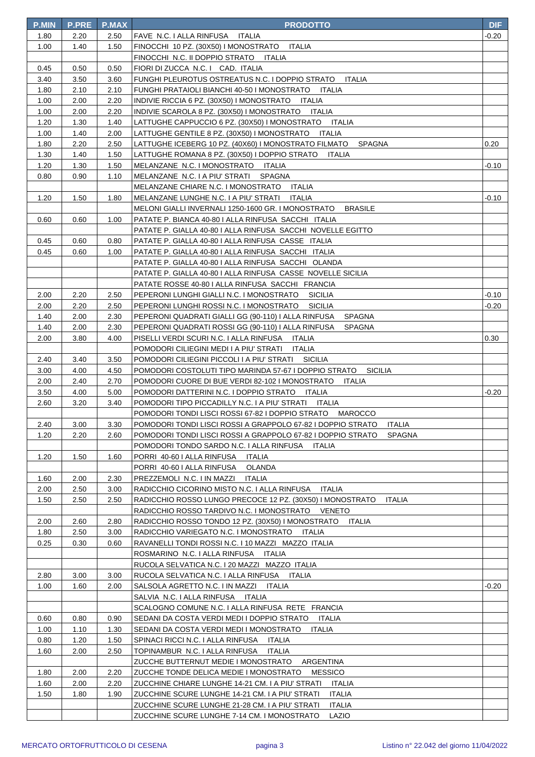| P.MIN | P.PRE | P.MAX | PRODOTTO | DIF |
|---|---|---|---|---|
| 1.80 | 2.20 | 2.50 | FAVE N.C. I ALLA RINFUSA ITALIA | -0.20 |
| 1.00 | 1.40 | 1.50 | FINOCCHI 10 PZ. (30X50) I MONOSTRATO ITALIA | |
| | | | FINOCCHI N.C. II DOPPIO STRATO ITALIA | |
| 0.45 | 0.50 | 0.50 | FIORI DI ZUCCA N.C. I CAD. ITALIA | |
| 3.40 | 3.50 | 3.60 | FUNGHI PLEUROTUS OSTREATUS N.C. I DOPPIO STRATO ITALIA | |
| 1.80 | 2.10 | 2.10 | FUNGHI PRATAIOLI BIANCHI 40-50 I MONOSTRATO ITALIA | |
| 1.00 | 2.00 | 2.20 | INDIVIE RICCIA 6 PZ. (30X50) I MONOSTRATO ITALIA | |
| 1.00 | 2.00 | 2.20 | INDIVIE SCAROLA 8 PZ. (30X50) I MONOSTRATO ITALIA | |
| 1.20 | 1.30 | 1.40 | LATTUGHE CAPPUCCIO 6 PZ. (30X50) I MONOSTRATO ITALIA | |
| 1.00 | 1.40 | 2.00 | LATTUGHE GENTILE 8 PZ. (30X50) I MONOSTRATO ITALIA | |
| 1.80 | 2.20 | 2.50 | LATTUGHE ICEBERG 10 PZ. (40X60) I MONOSTRATO FILMATO SPAGNA | 0.20 |
| 1.30 | 1.40 | 1.50 | LATTUGHE ROMANA 8 PZ. (30X50) I DOPPIO STRATO ITALIA | |
| 1.20 | 1.30 | 1.50 | MELANZANE N.C. I MONOSTRATO ITALIA | -0.10 |
| 0.80 | 0.90 | 1.10 | MELANZANE N.C. I A PIU' STRATI SPAGNA | |
| | | | MELANZANE CHIARE N.C. I MONOSTRATO ITALIA | |
| 1.20 | 1.50 | 1.80 | MELANZANE LUNGHE N.C. I A PIU' STRATI ITALIA | -0.10 |
| | | | MELONI GIALLI INVERNALI 1250-1600 GR. I MONOSTRATO BRASILE | |
| 0.60 | 0.60 | 1.00 | PATATE P. BIANCA 40-80 I ALLA RINFUSA SACCHI ITALIA | |
| | | | PATATE P. GIALLA 40-80 I ALLA RINFUSA SACCHI NOVELLE EGITTO | |
| 0.45 | 0.60 | 0.80 | PATATE P. GIALLA 40-80 I ALLA RINFUSA CASSE ITALIA | |
| 0.45 | 0.60 | 1.00 | PATATE P. GIALLA 40-80 I ALLA RINFUSA SACCHI ITALIA | |
| | | | PATATE P. GIALLA 40-80 I ALLA RINFUSA SACCHI OLANDA | |
| | | | PATATE P. GIALLA 40-80 I ALLA RINFUSA CASSE NOVELLE SICILIA | |
| | | | PATATE ROSSE 40-80 I ALLA RINFUSA SACCHI FRANCIA | |
| 2.00 | 2.20 | 2.50 | PEPERONI LUNGHI GIALLI N.C. I MONOSTRATO SICILIA | -0.10 |
| 2.00 | 2.20 | 2.50 | PEPERONI LUNGHI ROSSI N.C. I MONOSTRATO SICILIA | -0.20 |
| 1.40 | 2.00 | 2.30 | PEPERONI QUADRATI GIALLI GG (90-110) I ALLA RINFUSA SPAGNA | |
| 1.40 | 2.00 | 2.30 | PEPERONI QUADRATI ROSSI GG (90-110) I ALLA RINFUSA SPAGNA | |
| 2.00 | 3.80 | 4.00 | PISELLI VERDI SCURI N.C. I ALLA RINFUSA ITALIA | 0.30 |
| | | | POMODORI CILIEGINI MEDI I A PIU' STRATI ITALIA | |
| 2.40 | 3.40 | 3.50 | POMODORI CILIEGINI PICCOLI I A PIU' STRATI SICILIA | |
| 3.00 | 4.00 | 4.50 | POMODORI COSTOLUTI TIPO MARINDA 57-67 I DOPPIO STRATO SICILIA | |
| 2.00 | 2.40 | 2.70 | POMODORI CUORE DI BUE VERDI 82-102 I MONOSTRATO ITALIA | |
| 3.50 | 4.00 | 5.00 | POMODORI DATTERINI N.C. I DOPPIO STRATO ITALIA | -0.20 |
| 2.60 | 3.20 | 3.40 | POMODORI TIPO PICCADILLY N.C. I A PIU' STRATI ITALIA | |
| | | | POMODORI TONDI LISCI ROSSI 67-82 I DOPPIO STRATO MAROCCO | |
| 2.40 | 3.00 | 3.30 | POMODORI TONDI LISCI ROSSI A GRAPPOLO 67-82 I DOPPIO STRATO ITALIA | |
| 1.20 | 2.20 | 2.60 | POMODORI TONDI LISCI ROSSI A GRAPPOLO 67-82 I DOPPIO STRATO SPAGNA | |
| | | | POMODORI TONDO SARDO N.C. I ALLA RINFUSA ITALIA | |
| 1.20 | 1.50 | 1.60 | PORRI 40-60 I ALLA RINFUSA ITALIA | |
| | | | PORRI 40-60 I ALLA RINFUSA OLANDA | |
| 1.60 | 2.00 | 2.30 | PREZZEMOLI N.C. I IN MAZZI ITALIA | |
| 2.00 | 2.50 | 3.00 | RADICCHIO CICORINO MISTO N.C. I ALLA RINFUSA ITALIA | |
| 1.50 | 2.50 | 2.50 | RADICCHIO ROSSO LUNGO PRECOCE 12 PZ. (30X50) I MONOSTRATO ITALIA | |
| | | | RADICCHIO ROSSO TARDIVO N.C. I MONOSTRATO VENETO | |
| 2.00 | 2.60 | 2.80 | RADICCHIO ROSSO TONDO 12 PZ. (30X50) I MONOSTRATO ITALIA | |
| 1.80 | 2.50 | 3.00 | RADICCHIO VARIEGATO N.C. I MONOSTRATO ITALIA | |
| 0.25 | 0.30 | 0.60 | RAVANELLI TONDI ROSSI N.C. I 10 MAZZI MAZZO ITALIA | |
| | | | ROSMARINO N.C. I ALLA RINFUSA ITALIA | |
| | | | RUCOLA SELVATICA N.C. I 20 MAZZI MAZZO ITALIA | |
| 2.80 | 3.00 | 3.00 | RUCOLA SELVATICA N.C. I ALLA RINFUSA ITALIA | |
| 1.00 | 1.60 | 2.00 | SALSOLA AGRETTO N.C. I IN MAZZI ITALIA | -0.20 |
| | | | SALVIA N.C. I ALLA RINFUSA ITALIA | |
| | | | SCALOGNO COMUNE N.C. I ALLA RINFUSA RETE FRANCIA | |
| 0.60 | 0.80 | 0.90 | SEDANI DA COSTA VERDI MEDI I DOPPIO STRATO ITALIA | |
| 1.00 | 1.10 | 1.30 | SEDANI DA COSTA VERDI MEDI I MONOSTRATO ITALIA | |
| 0.80 | 1.20 | 1.50 | SPINACI RICCI N.C. I ALLA RINFUSA ITALIA | |
| 1.60 | 2.00 | 2.50 | TOPINAMBUR N.C. I ALLA RINFUSA ITALIA | |
| | | | ZUCCHE BUTTERNUT MEDIE I MONOSTRATO ARGENTINA | |
| 1.80 | 2.00 | 2.20 | ZUCCHE TONDE DELICA MEDIE I MONOSTRATO MESSICO | |
| 1.60 | 2.00 | 2.20 | ZUCCHINE CHIARE LUNGHE 14-21 CM. I A PIU' STRATI ITALIA | |
| 1.50 | 1.80 | 1.90 | ZUCCHINE SCURE LUNGHE 14-21 CM. I A PIU' STRATI ITALIA | |
| | | | ZUCCHINE SCURE LUNGHE 21-28 CM. I A PIU' STRATI ITALIA | |
| | | | ZUCCHINE SCURE LUNGHE 7-14 CM. I MONOSTRATO LAZIO | |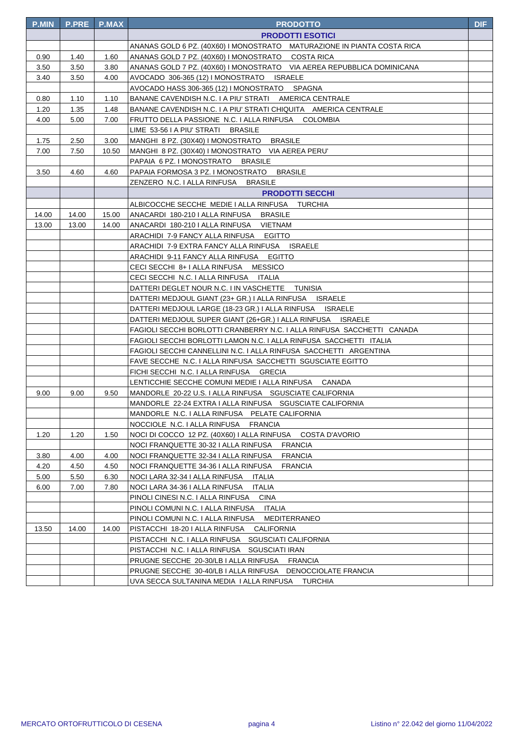| P.MIN | P.PRE | P.MAX | PRODOTTO | DIF |
|---|---|---|---|---|
| | | | **PRODOTTI ESOTICI** | |
| | | | ANANAS GOLD 6 PZ. (40X60) I MONOSTRATO MATURAZIONE IN PIANTA COSTA RICA | |
| 0.90 | 1.40 | 1.60 | ANANAS GOLD 7 PZ. (40X60) I MONOSTRATO COSTA RICA | |
| 3.50 | 3.50 | 3.80 | ANANAS GOLD 7 PZ. (40X60) I MONOSTRATO VIA AEREA REPUBBLICA DOMINICANA | |
| 3.40 | 3.50 | 4.00 | AVOCADO 306-365 (12) I MONOSTRATO ISRAELE | |
| | | | AVOCADO HASS 306-365 (12) I MONOSTRATO SPAGNA | |
| 0.80 | 1.10 | 1.10 | BANANE CAVENDISH N.C. I A PIU' STRATI AMERICA CENTRALE | |
| 1.20 | 1.35 | 1.48 | BANANE CAVENDISH N.C. I A PIU' STRATI CHIQUITA AMERICA CENTRALE | |
| 4.00 | 5.00 | 7.00 | FRUTTO DELLA PASSIONE N.C. I ALLA RINFUSA COLOMBIA | |
| | | | LIME 53-56 I A PIU' STRATI BRASILE | |
| 1.75 | 2.50 | 3.00 | MANGHI 8 PZ. (30X40) I MONOSTRATO BRASILE | |
| 7.00 | 7.50 | 10.50 | MANGHI 8 PZ. (30X40) I MONOSTRATO VIA AEREA PERU' | |
| | | | PAPAIA 6 PZ. I MONOSTRATO BRASILE | |
| 3.50 | 4.60 | 4.60 | PAPAIA FORMOSA 3 PZ. I MONOSTRATO BRASILE | |
| | | | ZENZERO N.C. I ALLA RINFUSA BRASILE | |
| | | | **PRODOTTI SECCHI** | |
| | | | ALBICOCCHE SECCHE MEDIE I ALLA RINFUSA TURCHIA | |
| 14.00 | 14.00 | 15.00 | ANACARDI 180-210 I ALLA RINFUSA BRASILE | |
| 13.00 | 13.00 | 14.00 | ANACARDI 180-210 I ALLA RINFUSA VIETNAM | |
| | | | ARACHIDI 7-9 FANCY ALLA RINFUSA EGITTO | |
| | | | ARACHIDI 7-9 EXTRA FANCY ALLA RINFUSA ISRAELE | |
| | | | ARACHIDI 9-11 FANCY ALLA RINFUSA EGITTO | |
| | | | CECI SECCHI 8+ I ALLA RINFUSA MESSICO | |
| | | | CECI SECCHI N.C. I ALLA RINFUSA ITALIA | |
| | | | DATTERI DEGLET NOUR N.C. I IN VASCHETTE TUNISIA | |
| | | | DATTERI MEDJOUL GIANT (23+ GR.) I ALLA RINFUSA ISRAELE | |
| | | | DATTERI MEDJOUL LARGE (18-23 GR.) I ALLA RINFUSA ISRAELE | |
| | | | DATTERI MEDJOUL SUPER GIANT (26+GR.) I ALLA RINFUSA ISRAELE | |
| | | | FAGIOLI SECCHI BORLOTTI CRANBERRY N.C. I ALLA RINFUSA SACCHETTI CANADA | |
| | | | FAGIOLI SECCHI BORLOTTI LAMON N.C. I ALLA RINFUSA SACCHETTI ITALIA | |
| | | | FAGIOLI SECCHI CANNELLINI N.C. I ALLA RINFUSA SACCHETTI ARGENTINA | |
| | | | FAVE SECCHE N.C. I ALLA RINFUSA SACCHETTI SGUSCIATE EGITTO | |
| | | | FICHI SECCHI N.C. I ALLA RINFUSA GRECIA | |
| | | | LENTICCHIE SECCHE COMUNI MEDIE I ALLA RINFUSA CANADA | |
| 9.00 | 9.00 | 9.50 | MANDORLE 20-22 U.S. I ALLA RINFUSA SGUSCIATE CALIFORNIA | |
| | | | MANDORLE 22-24 EXTRA I ALLA RINFUSA SGUSCIATE CALIFORNIA | |
| | | | MANDORLE N.C. I ALLA RINFUSA PELATE CALIFORNIA | |
| | | | NOCCIOLE N.C. I ALLA RINFUSA FRANCIA | |
| 1.20 | 1.20 | 1.50 | NOCI DI COCCO 12 PZ. (40X60) I ALLA RINFUSA COSTA D'AVORIO | |
| | | | NOCI FRANQUETTE 30-32 I ALLA RINFUSA FRANCIA | |
| 3.80 | 4.00 | 4.00 | NOCI FRANQUETTE 32-34 I ALLA RINFUSA FRANCIA | |
| 4.20 | 4.50 | 4.50 | NOCI FRANQUETTE 34-36 I ALLA RINFUSA FRANCIA | |
| 5.00 | 5.50 | 6.30 | NOCI LARA 32-34 I ALLA RINFUSA ITALIA | |
| 6.00 | 7.00 | 7.80 | NOCI LARA 34-36 I ALLA RINFUSA ITALIA | |
| | | | PINOLI CINESI N.C. I ALLA RINFUSA CINA | |
| | | | PINOLI COMUNI N.C. I ALLA RINFUSA ITALIA | |
| | | | PINOLI COMUNI N.C. I ALLA RINFUSA MEDITERRANEO | |
| 13.50 | 14.00 | 14.00 | PISTACCHI 18-20 I ALLA RINFUSA CALIFORNIA | |
| | | | PISTACCHI N.C. I ALLA RINFUSA SGUSCIATI CALIFORNIA | |
| | | | PISTACCHI N.C. I ALLA RINFUSA SGUSCIATI IRAN | |
| | | | PRUGNE SECCHE 20-30/LB I ALLA RINFUSA FRANCIA | |
| | | | PRUGNE SECCHE 30-40/LB I ALLA RINFUSA DENOCCIOLATE FRANCIA | |
| | | | UVA SECCA SULTANINA MEDIA I ALLA RINFUSA TURCHIA | |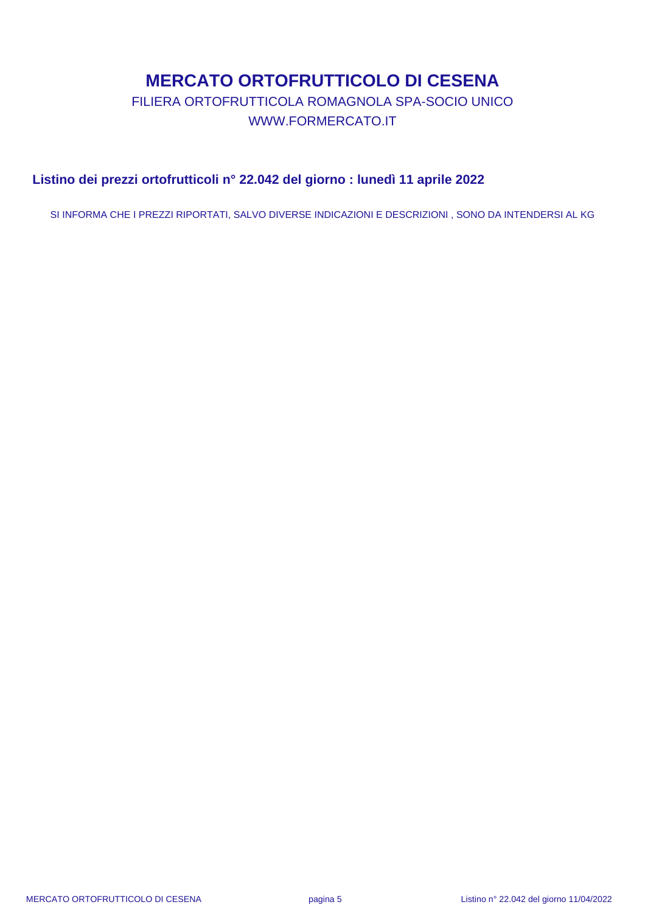# MERCATO ORTOFRUTTICOLO DI CESENA

FILIERA ORTOFRUTTICOLA ROMAGNOLA SPA-SOCIO UNICO

WWW.FORMERCATO.IT

## Listino dei prezzi ortofrutticoli n° 22.042 del giorno : lunedì 11 aprile 2022

SI INFORMA CHE I PREZZI RIPORTATI, SALVO DIVERSE INDICAZIONI E DESCRIZIONI , SONO DA INTENDERSI AL KG